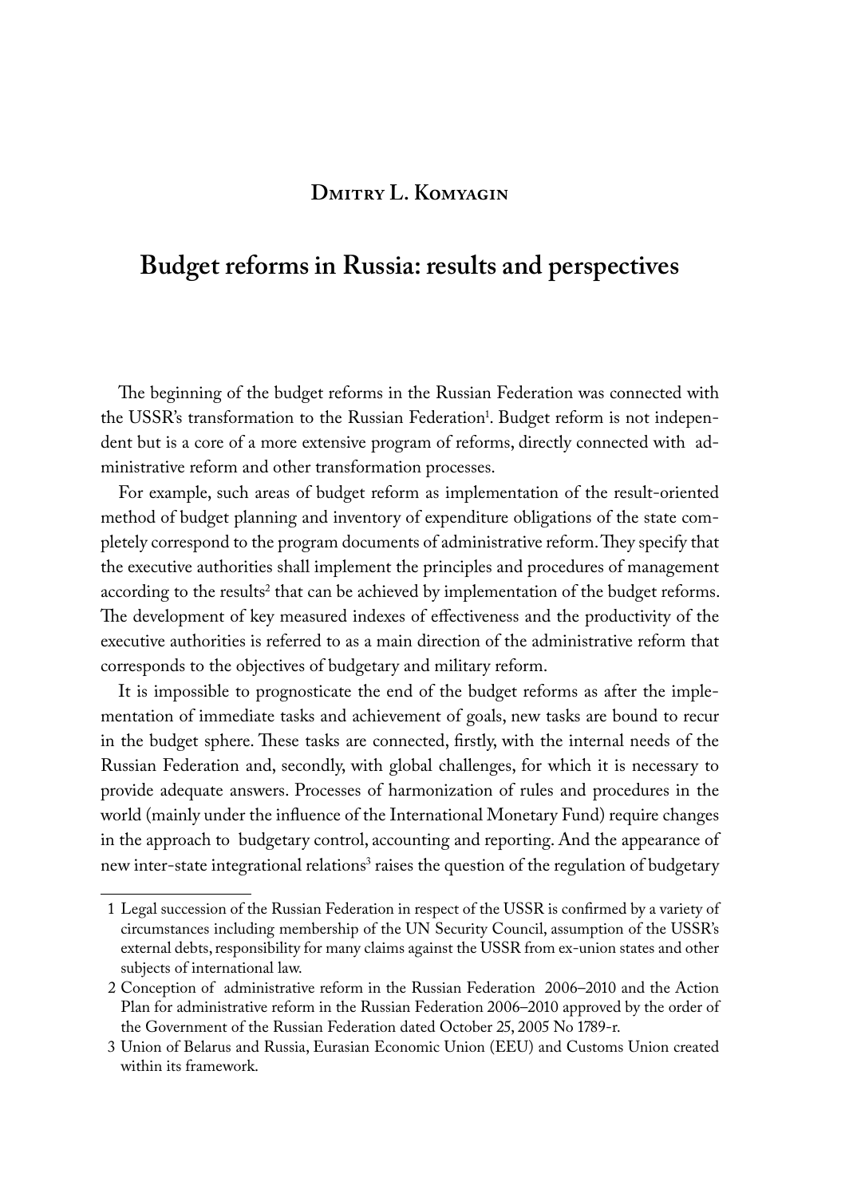**Dmitry L. Komyagin**

# Budget reforms in Russia: results and perspectives

The beginning of the budget reforms in the Russian Federation was connected with the USSR's transformation to the Russian Federation[1]. Budget reform is not independent but is a core of a more extensive program of reforms, directly connected with administrative reform and other transformation processes.

For example, such areas of budget reform as implementation of the result-oriented method of budget planning and inventory of expenditure obligations of the state completely correspond to the program documents of administrative reform. They specify that the executive authorities shall implement the principles and procedures of management according to the results[2] that can be achieved by implementation of the budget reforms. The development of key measured indexes of effectiveness and the productivity of the executive authorities is referred to as a main direction of the administrative reform that corresponds to the objectives of budgetary and military reform.

It is impossible to prognosticate the end of the budget reforms as after the implementation of immediate tasks and achievement of goals, new tasks are bound to recur in the budget sphere. These tasks are connected, firstly, with the internal needs of the Russian Federation and, secondly, with global challenges, for which it is necessary to provide adequate answers. Processes of harmonization of rules and procedures in the world (mainly under the influence of the International Monetary Fund) require changes in the approach to budgetary control, accounting and reporting. And the appearance of new inter-state integrational relations[3] raises the question of the regulation of budgetary

---

1 Legal succession of the Russian Federation in respect of the USSR is confirmed by a variety of circumstances including membership of the UN Security Council, assumption of the USSR's external debts, responsibility for many claims against the USSR from ex-union states and other subjects of international law.

2 Conception of administrative reform in the Russian Federation 2006–2010 and the Action Plan for administrative reform in the Russian Federation 2006–2010 approved by the order of the Government of the Russian Federation dated October 25, 2005 No 1789-r.

3 Union of Belarus and Russia, Eurasian Economic Union (EEU) and Customs Union created within its framework.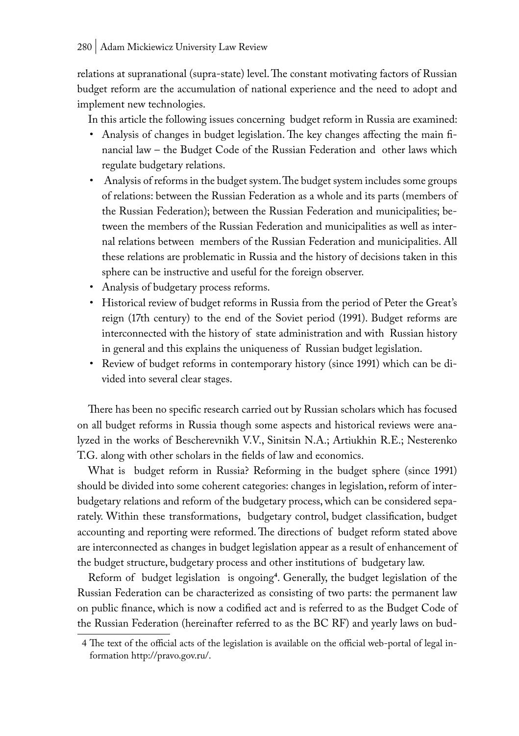relations at supranational (supra-state) level. The constant motivating factors of Russian budget reform are the accumulation of national experience and the need to adopt and implement new technologies.

In this article the following issues concerning budget reform in Russia are examined:

- Analysis of changes in budget legislation. The key changes affecting the main financial law – the Budget Code of the Russian Federation and other laws which regulate budgetary relations.
- Analysis of reforms in the budget system. The budget system includes some groups of relations: between the Russian Federation as a whole and its parts (members of the Russian Federation); between the Russian Federation and municipalities; between the members of the Russian Federation and municipalities as well as internal relations between members of the Russian Federation and municipalities. All these relations are problematic in Russia and the history of decisions taken in this sphere can be instructive and useful for the foreign observer.
- Analysis of budgetary process reforms.
- Historical review of budget reforms in Russia from the period of Peter the Great's reign (17th century) to the end of the Soviet period (1991). Budget reforms are interconnected with the history of state administration and with Russian history in general and this explains the uniqueness of Russian budget legislation.
- Review of budget reforms in contemporary history (since 1991) which can be divided into several clear stages.

There has been no specific research carried out by Russian scholars which has focused on all budget reforms in Russia though some aspects and historical reviews were analyzed in the works of Bescherevnikh V.V., Sinitsin N.A.; Artiukhin R.E.; Nesterenko T.G. along with other scholars in the fields of law and economics.

What is budget reform in Russia? Reforming in the budget sphere (since 1991) should be divided into some coherent categories: changes in legislation, reform of interbudgetary relations and reform of the budgetary process, which can be considered separately. Within these transformations, budgetary control, budget classification, budget accounting and reporting were reformed. The directions of budget reform stated above are interconnected as changes in budget legislation appear as a result of enhancement of the budget structure, budgetary process and other institutions of budgetary law.

Reform of budget legislation is ongoing[4]. Generally, the budget legislation of the Russian Federation can be characterized as consisting of two parts: the permanent law on public finance, which is now a codified act and is referred to as the Budget Code of the Russian Federation (hereinafter referred to as the BC RF) and yearly laws on bud-

4 The text of the official acts of the legislation is available on the official web-portal of legal information http://pravo.gov.ru/.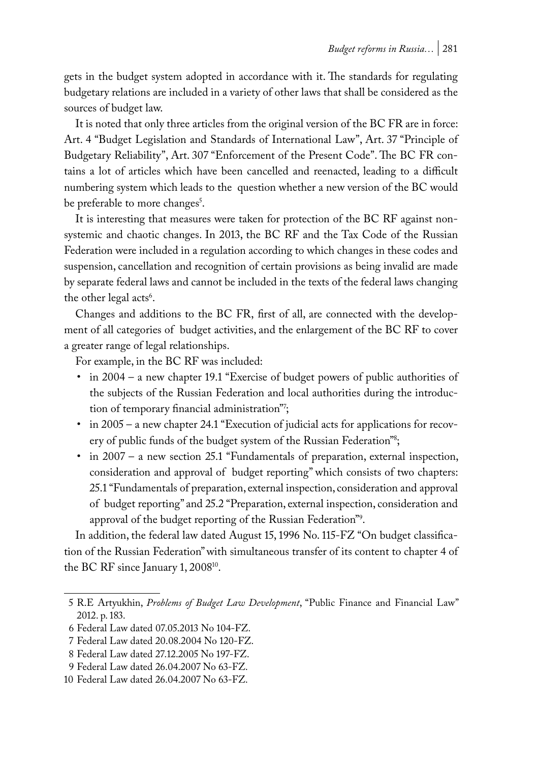gets in the budget system adopted in accordance with it. The standards for regulating budgetary relations are included in a variety of other laws that shall be considered as the sources of budget law.

It is noted that only three articles from the original version of the BC FR are in force: Art. 4 "Budget Legislation and Standards of International Law", Art. 37 "Principle of Budgetary Reliability", Art. 307 "Enforcement of the Present Code". The BC FR contains a lot of articles which have been cancelled and reenacted, leading to a difficult numbering system which leads to the question whether a new version of the BC would be preferable to more changes[5].

It is interesting that measures were taken for protection of the BC RF against non-systemic and chaotic changes. In 2013, the BC RF and the Tax Code of the Russian Federation were included in a regulation according to which changes in these codes and suspension, cancellation and recognition of certain provisions as being invalid are made by separate federal laws and cannot be included in the texts of the federal laws changing the other legal acts[6].

Changes and additions to the BC FR, first of all, are connected with the development of all categories of budget activities, and the enlargement of the BC RF to cover a greater range of legal relationships.

For example, in the BC RF was included:

- in 2004 – a new chapter 19.1 "Exercise of budget powers of public authorities of the subjects of the Russian Federation and local authorities during the introduction of temporary financial administration"[7];
- in 2005 – a new chapter 24.1 "Execution of judicial acts for applications for recovery of public funds of the budget system of the Russian Federation"[8];
- in 2007 – a new section 25.1 "Fundamentals of preparation, external inspection, consideration and approval of budget reporting" which consists of two chapters: 25.1 "Fundamentals of preparation, external inspection, consideration and approval of budget reporting" and 25.2 "Preparation, external inspection, consideration and approval of the budget reporting of the Russian Federation"[9].

In addition, the federal law dated August 15, 1996 No. 115-FZ "On budget classification of the Russian Federation" with simultaneous transfer of its content to chapter 4 of the BC RF since January 1, 2008[10].

---

5 R.E Artyukhin, *Problems of Budget Law Development*, "Public Finance and Financial Law" 2012. p. 183.

6 Federal Law dated 07.05.2013 No 104-FZ.

7 Federal Law dated 20.08.2004 No 120-FZ.

8 Federal Law dated 27.12.2005 No 197-FZ.

9 Federal Law dated 26.04.2007 No 63-FZ.

10 Federal Law dated 26.04.2007 No 63-FZ.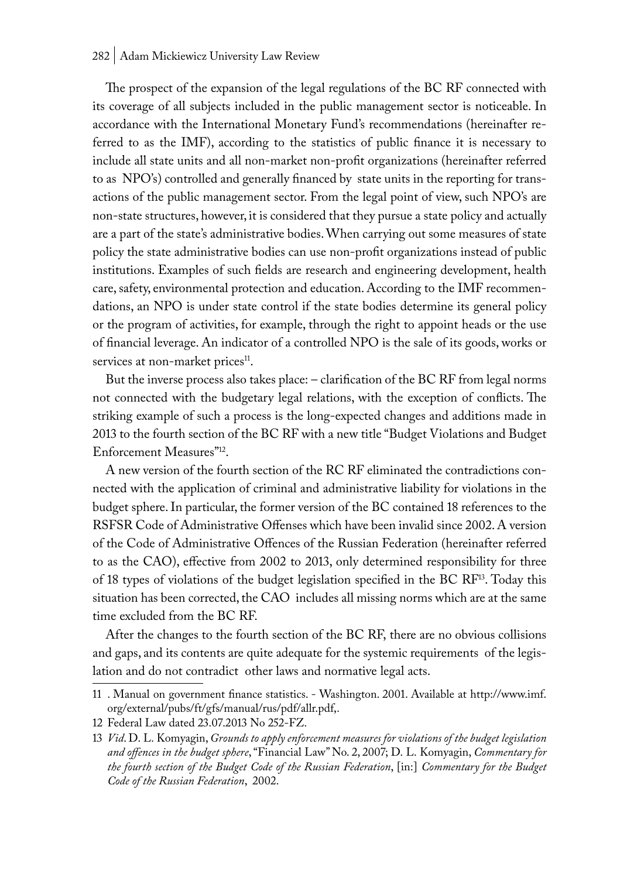The prospect of the expansion of the legal regulations of the BC RF connected with its coverage of all subjects included in the public management sector is noticeable. In accordance with the International Monetary Fund's recommendations (hereinafter referred to as the IMF), according to the statistics of public finance it is necessary to include all state units and all non-market non-profit organizations (hereinafter referred to as NPO's) controlled and generally financed by state units in the reporting for transactions of the public management sector. From the legal point of view, such NPO's are non-state structures, however, it is considered that they pursue a state policy and actually are a part of the state's administrative bodies. When carrying out some measures of state policy the state administrative bodies can use non-profit organizations instead of public institutions. Examples of such fields are research and engineering development, health care, safety, environmental protection and education. According to the IMF recommendations, an NPO is under state control if the state bodies determine its general policy or the program of activities, for example, through the right to appoint heads or the use of financial leverage. An indicator of a controlled NPO is the sale of its goods, works or services at non-market prices[11].

But the inverse process also takes place: – clarification of the BC RF from legal norms not connected with the budgetary legal relations, with the exception of conflicts. The striking example of such a process is the long-expected changes and additions made in 2013 to the fourth section of the BC RF with a new title "Budget Violations and Budget Enforcement Measures"[12].

A new version of the fourth section of the RC RF eliminated the contradictions connected with the application of criminal and administrative liability for violations in the budget sphere. In particular, the former version of the BC contained 18 references to the RSFSR Code of Administrative Offenses which have been invalid since 2002. A version of the Code of Administrative Offences of the Russian Federation (hereinafter referred to as the CAO), effective from 2002 to 2013, only determined responsibility for three of 18 types of violations of the budget legislation specified in the BC RF[13]. Today this situation has been corrected, the CAO includes all missing norms which are at the same time excluded from the BC RF.

After the changes to the fourth section of the BC RF, there are no obvious collisions and gaps, and its contents are quite adequate for the systemic requirements of the legislation and do not contradict other laws and normative legal acts.

---

11 . Manual on government finance statistics. - Washington. 2001. Available at http://www.imf.org/external/pubs/ft/gfs/manual/rus/pdf/allr.pdf,.

12 Federal Law dated 23.07.2013 No 252-FZ.

13 *Vid*. D. L. Komyagin, *Grounds to apply enforcement measures for violations of the budget legislation and offences in the budget sphere*, "Financial Law" No. 2, 2007; D. L. Komyagin, *Commentary for the fourth section of the Budget Code of the Russian Federation*, [in:] *Commentary for the Budget Code of the Russian Federation*, 2002.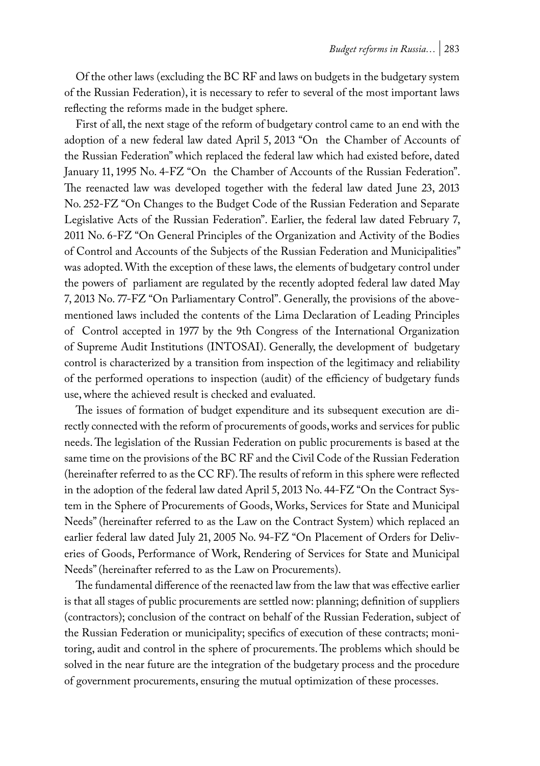Of the other laws (excluding the BC RF and laws on budgets in the budgetary system of the Russian Federation), it is necessary to refer to several of the most important laws reflecting the reforms made in the budget sphere.

First of all, the next stage of the reform of budgetary control came to an end with the adoption of a new federal law dated April 5, 2013 "On the Chamber of Accounts of the Russian Federation" which replaced the federal law which had existed before, dated January 11, 1995 No. 4-FZ "On the Chamber of Accounts of the Russian Federation". The reenacted law was developed together with the federal law dated June 23, 2013 No. 252-FZ "On Changes to the Budget Code of the Russian Federation and Separate Legislative Acts of the Russian Federation". Earlier, the federal law dated February 7, 2011 No. 6-FZ "On General Principles of the Organization and Activity of the Bodies of Control and Accounts of the Subjects of the Russian Federation and Municipalities" was adopted. With the exception of these laws, the elements of budgetary control under the powers of parliament are regulated by the recently adopted federal law dated May 7, 2013 No. 77-FZ "On Parliamentary Control". Generally, the provisions of the above-mentioned laws included the contents of the Lima Declaration of Leading Principles of Control accepted in 1977 by the 9th Congress of the International Organization of Supreme Audit Institutions (INTOSAI). Generally, the development of budgetary control is characterized by a transition from inspection of the legitimacy and reliability of the performed operations to inspection (audit) of the efficiency of budgetary funds use, where the achieved result is checked and evaluated.

The issues of formation of budget expenditure and its subsequent execution are directly connected with the reform of procurements of goods, works and services for public needs. The legislation of the Russian Federation on public procurements is based at the same time on the provisions of the BC RF and the Civil Code of the Russian Federation (hereinafter referred to as the CC RF). The results of reform in this sphere were reflected in the adoption of the federal law dated April 5, 2013 No. 44-FZ "On the Contract System in the Sphere of Procurements of Goods, Works, Services for State and Municipal Needs" (hereinafter referred to as the Law on the Contract System) which replaced an earlier federal law dated July 21, 2005 No. 94-FZ "On Placement of Orders for Deliveries of Goods, Performance of Work, Rendering of Services for State and Municipal Needs" (hereinafter referred to as the Law on Procurements).

The fundamental difference of the reenacted law from the law that was effective earlier is that all stages of public procurements are settled now: planning; definition of suppliers (contractors); conclusion of the contract on behalf of the Russian Federation, subject of the Russian Federation or municipality; specifics of execution of these contracts; monitoring, audit and control in the sphere of procurements. The problems which should be solved in the near future are the integration of the budgetary process and the procedure of government procurements, ensuring the mutual optimization of these processes.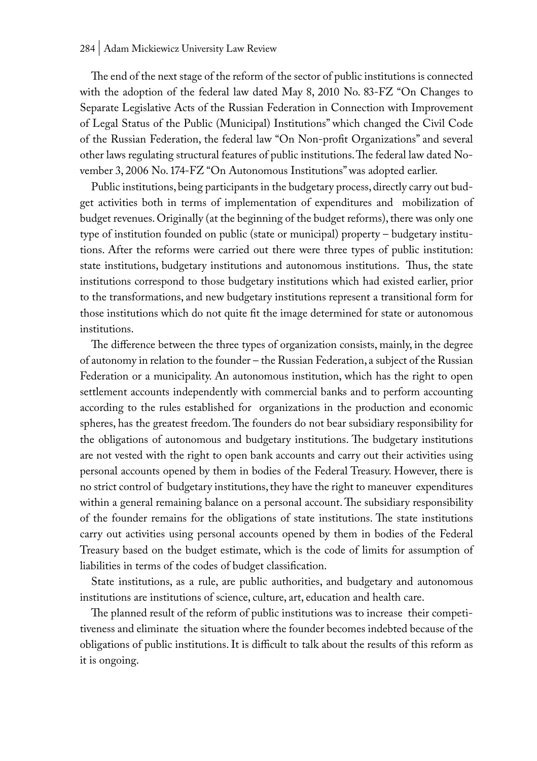The end of the next stage of the reform of the sector of public institutions is connected with the adoption of the federal law dated May 8, 2010 No. 83-FZ "On Changes to Separate Legislative Acts of the Russian Federation in Connection with Improvement of Legal Status of the Public (Municipal) Institutions" which changed the Civil Code of the Russian Federation, the federal law "On Non-profit Organizations" and several other laws regulating structural features of public institutions. The federal law dated November 3, 2006 No. 174-FZ "On Autonomous Institutions" was adopted earlier.

Public institutions, being participants in the budgetary process, directly carry out budget activities both in terms of implementation of expenditures and mobilization of budget revenues. Originally (at the beginning of the budget reforms), there was only one type of institution founded on public (state or municipal) property – budgetary institutions. After the reforms were carried out there were three types of public institution: state institutions, budgetary institutions and autonomous institutions. Thus, the state institutions correspond to those budgetary institutions which had existed earlier, prior to the transformations, and new budgetary institutions represent a transitional form for those institutions which do not quite fit the image determined for state or autonomous institutions.

The difference between the three types of organization consists, mainly, in the degree of autonomy in relation to the founder – the Russian Federation, a subject of the Russian Federation or a municipality. An autonomous institution, which has the right to open settlement accounts independently with commercial banks and to perform accounting according to the rules established for organizations in the production and economic spheres, has the greatest freedom. The founders do not bear subsidiary responsibility for the obligations of autonomous and budgetary institutions. The budgetary institutions are not vested with the right to open bank accounts and carry out their activities using personal accounts opened by them in bodies of the Federal Treasury. However, there is no strict control of budgetary institutions, they have the right to maneuver expenditures within a general remaining balance on a personal account. The subsidiary responsibility of the founder remains for the obligations of state institutions. The state institutions carry out activities using personal accounts opened by them in bodies of the Federal Treasury based on the budget estimate, which is the code of limits for assumption of liabilities in terms of the codes of budget classification.

State institutions, as a rule, are public authorities, and budgetary and autonomous institutions are institutions of science, culture, art, education and health care.

The planned result of the reform of public institutions was to increase their competitiveness and eliminate the situation where the founder becomes indebted because of the obligations of public institutions. It is difficult to talk about the results of this reform as it is ongoing.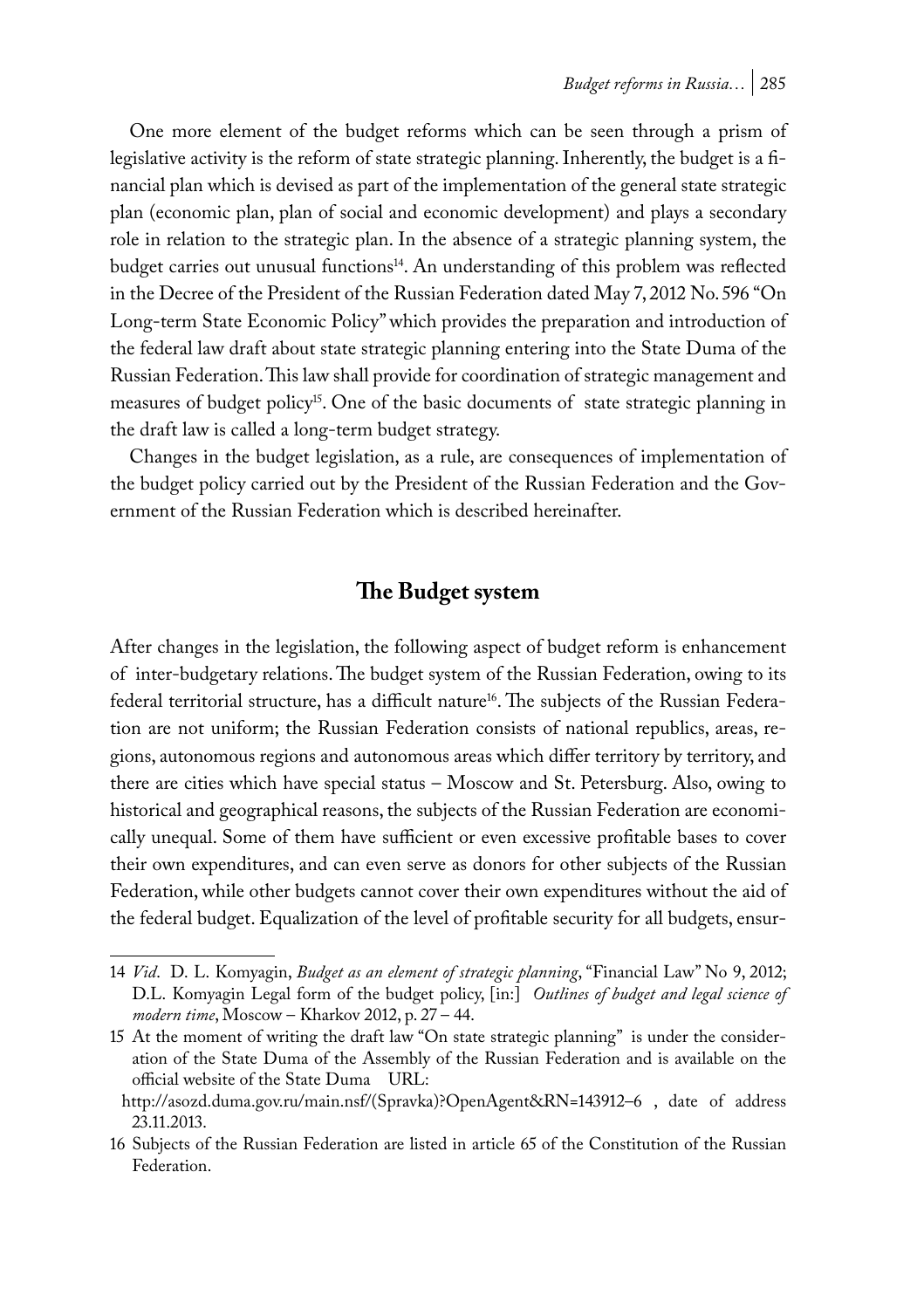One more element of the budget reforms which can be seen through a prism of legislative activity is the reform of state strategic planning. Inherently, the budget is a financial plan which is devised as part of the implementation of the general state strategic plan (economic plan, plan of social and economic development) and plays a secondary role in relation to the strategic plan. In the absence of a strategic planning system, the budget carries out unusual functions[14]. An understanding of this problem was reflected in the Decree of the President of the Russian Federation dated May 7, 2012 No. 596 "On Long-term State Economic Policy" which provides the preparation and introduction of the federal law draft about state strategic planning entering into the State Duma of the Russian Federation. This law shall provide for coordination of strategic management and measures of budget policy[15]. One of the basic documents of state strategic planning in the draft law is called a long-term budget strategy.

Changes in the budget legislation, as a rule, are consequences of implementation of the budget policy carried out by the President of the Russian Federation and the Government of the Russian Federation which is described hereinafter.

## The Budget system

After changes in the legislation, the following aspect of budget reform is enhancement of inter-budgetary relations. The budget system of the Russian Federation, owing to its federal territorial structure, has a difficult nature[16]. The subjects of the Russian Federation are not uniform; the Russian Federation consists of national republics, areas, regions, autonomous regions and autonomous areas which differ territory by territory, and there are cities which have special status – Moscow and St. Petersburg. Also, owing to historical and geographical reasons, the subjects of the Russian Federation are economically unequal. Some of them have sufficient or even excessive profitable bases to cover their own expenditures, and can even serve as donors for other subjects of the Russian Federation, while other budgets cannot cover their own expenditures without the aid of the federal budget. Equalization of the level of profitable security for all budgets, ensur-

---

14 *Vid*. D. L. Komyagin, *Budget as an element of strategic planning*, "Financial Law" No 9, 2012; D.L. Komyagin Legal form of the budget policy, [in:] *Outlines of budget and legal science of modern time*, Moscow – Kharkov 2012, p. 27 – 44.

15 At the moment of writing the draft law "On state strategic planning" is under the consideration of the State Duma of the Assembly of the Russian Federation and is available on the official website of the State Duma URL: http://asozd.duma.gov.ru/main.nsf/(Spravka)?OpenAgent&RN=143912–6 , date of address 23.11.2013.

16 Subjects of the Russian Federation are listed in article 65 of the Constitution of the Russian Federation.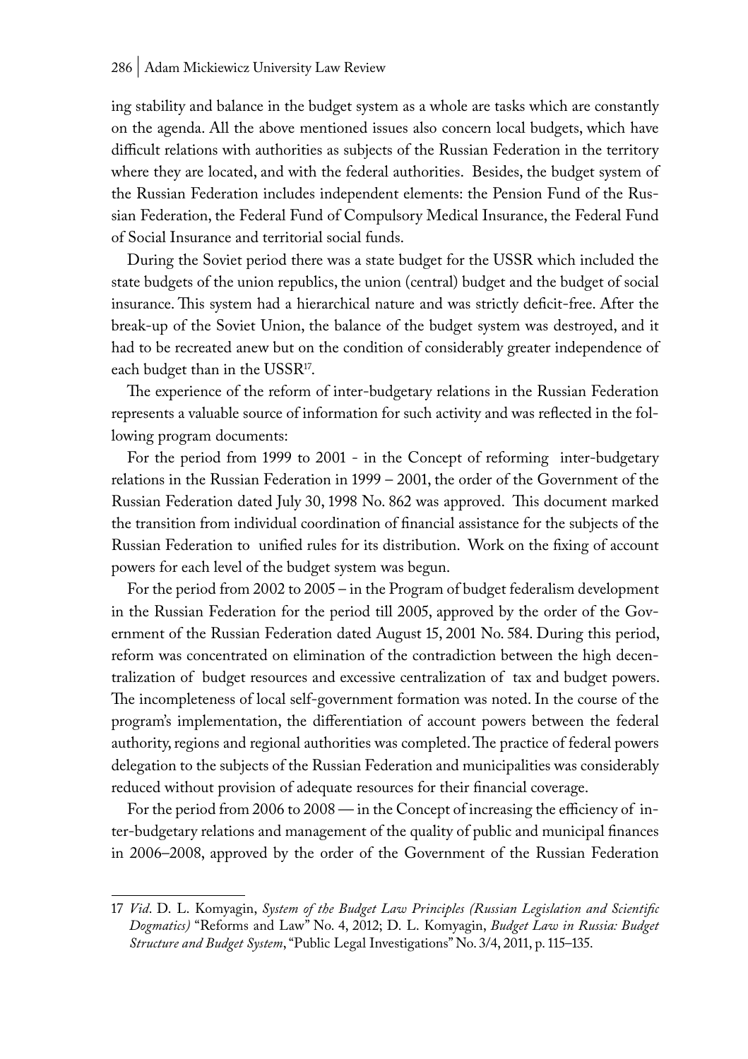ing stability and balance in the budget system as a whole are tasks which are constantly on the agenda. All the above mentioned issues also concern local budgets, which have difficult relations with authorities as subjects of the Russian Federation in the territory where they are located, and with the federal authorities. Besides, the budget system of the Russian Federation includes independent elements: the Pension Fund of the Russian Federation, the Federal Fund of Compulsory Medical Insurance, the Federal Fund of Social Insurance and territorial social funds.

During the Soviet period there was a state budget for the USSR which included the state budgets of the union republics, the union (central) budget and the budget of social insurance. This system had a hierarchical nature and was strictly deficit-free. After the break-up of the Soviet Union, the balance of the budget system was destroyed, and it had to be recreated anew but on the condition of considerably greater independence of each budget than in the USSR[17].

The experience of the reform of inter-budgetary relations in the Russian Federation represents a valuable source of information for such activity and was reflected in the following program documents:

For the period from 1999 to 2001 - in the Concept of reforming inter-budgetary relations in the Russian Federation in 1999 – 2001, the order of the Government of the Russian Federation dated July 30, 1998 No. 862 was approved. This document marked the transition from individual coordination of financial assistance for the subjects of the Russian Federation to unified rules for its distribution. Work on the fixing of account powers for each level of the budget system was begun.

For the period from 2002 to 2005 – in the Program of budget federalism development in the Russian Federation for the period till 2005, approved by the order of the Government of the Russian Federation dated August 15, 2001 No. 584. During this period, reform was concentrated on elimination of the contradiction between the high decentralization of budget resources and excessive centralization of tax and budget powers. The incompleteness of local self-government formation was noted. In the course of the program's implementation, the differentiation of account powers between the federal authority, regions and regional authorities was completed. The practice of federal powers delegation to the subjects of the Russian Federation and municipalities was considerably reduced without provision of adequate resources for their financial coverage.

For the period from 2006 to 2008 — in the Concept of increasing the efficiency of inter-budgetary relations and management of the quality of public and municipal finances in 2006–2008, approved by the order of the Government of the Russian Federation

17 *Vid*. D. L. Komyagin, *System of the Budget Law Principles (Russian Legislation and Scientific Dogmatics)* "Reforms and Law" No. 4, 2012; D. L. Komyagin, *Budget Law in Russia: Budget Structure and Budget System*, "Public Legal Investigations" No. 3/4, 2011, p. 115–135.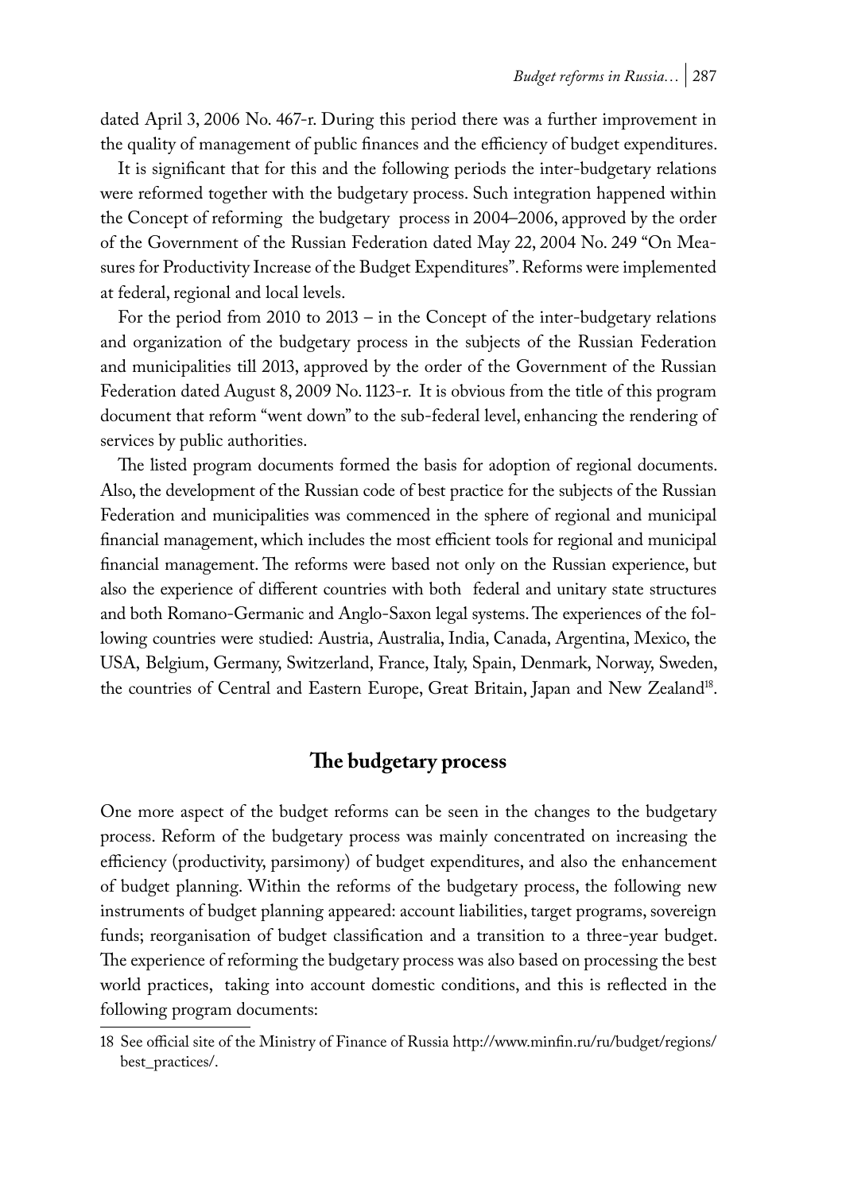dated April 3, 2006 No. 467-r. During this period there was a further improvement in the quality of management of public finances and the efficiency of budget expenditures.

It is significant that for this and the following periods the inter-budgetary relations were reformed together with the budgetary process. Such integration happened within the Concept of reforming the budgetary process in 2004–2006, approved by the order of the Government of the Russian Federation dated May 22, 2004 No. 249 "On Measures for Productivity Increase of the Budget Expenditures". Reforms were implemented at federal, regional and local levels.

For the period from 2010 to 2013 – in the Concept of the inter-budgetary relations and organization of the budgetary process in the subjects of the Russian Federation and municipalities till 2013, approved by the order of the Government of the Russian Federation dated August 8, 2009 No. 1123-r. It is obvious from the title of this program document that reform "went down" to the sub-federal level, enhancing the rendering of services by public authorities.

The listed program documents formed the basis for adoption of regional documents. Also, the development of the Russian code of best practice for the subjects of the Russian Federation and municipalities was commenced in the sphere of regional and municipal financial management, which includes the most efficient tools for regional and municipal financial management. The reforms were based not only on the Russian experience, but also the experience of different countries with both federal and unitary state structures and both Romano-Germanic and Anglo-Saxon legal systems. The experiences of the following countries were studied: Austria, Australia, India, Canada, Argentina, Mexico, the USA, Belgium, Germany, Switzerland, France, Italy, Spain, Denmark, Norway, Sweden, the countries of Central and Eastern Europe, Great Britain, Japan and New Zealand[18].

## The budgetary process

One more aspect of the budget reforms can be seen in the changes to the budgetary process. Reform of the budgetary process was mainly concentrated on increasing the efficiency (productivity, parsimony) of budget expenditures, and also the enhancement of budget planning. Within the reforms of the budgetary process, the following new instruments of budget planning appeared: account liabilities, target programs, sovereign funds; reorganisation of budget classification and a transition to a three-year budget. The experience of reforming the budgetary process was also based on processing the best world practices, taking into account domestic conditions, and this is reflected in the following program documents:

18 See official site of the Ministry of Finance of Russia http://www.minfin.ru/ru/budget/regions/best_practices/.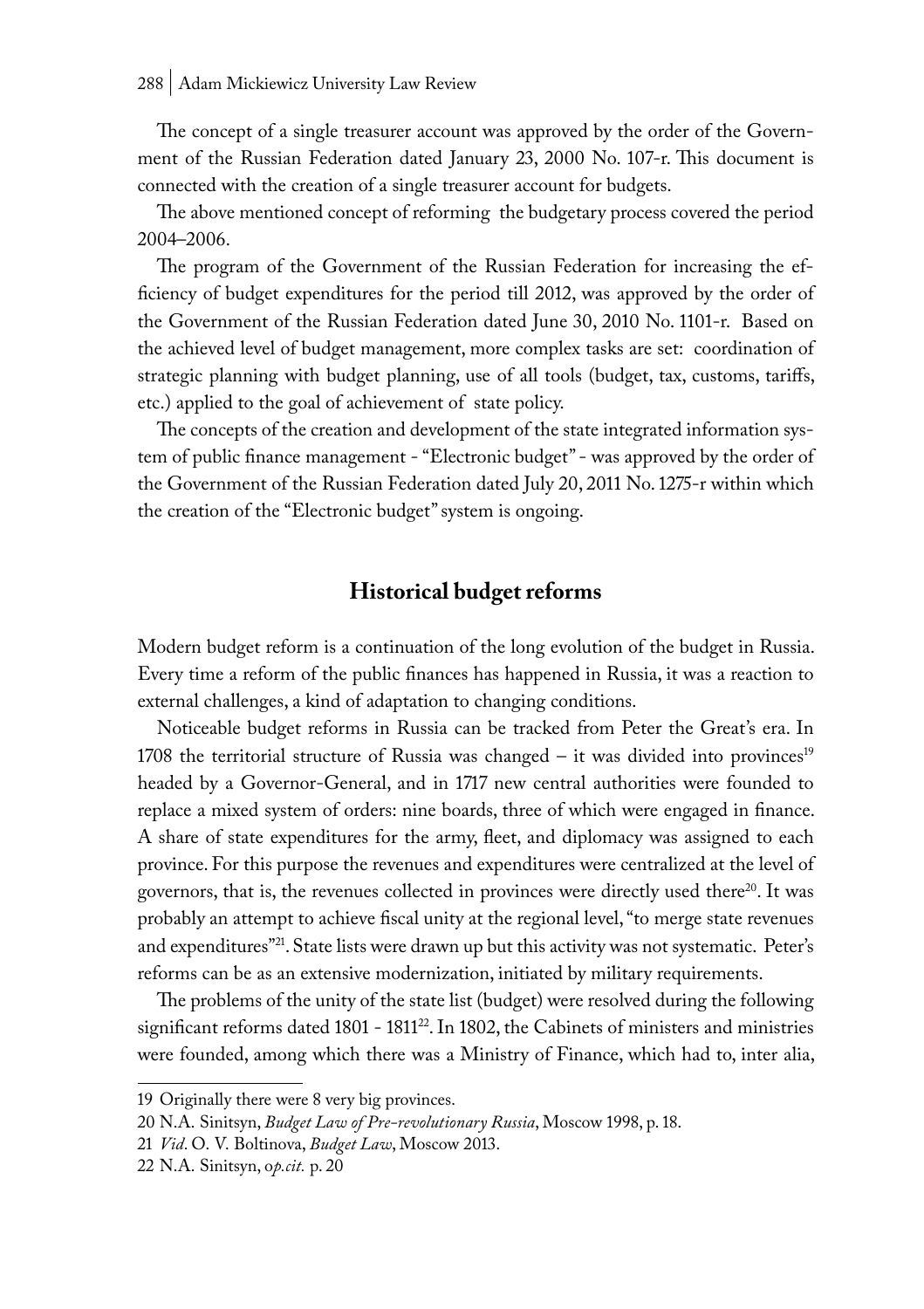The concept of a single treasurer account was approved by the order of the Government of the Russian Federation dated January 23, 2000 No. 107-r. This document is connected with the creation of a single treasurer account for budgets.

The above mentioned concept of reforming the budgetary process covered the period 2004–2006.

The program of the Government of the Russian Federation for increasing the efficiency of budget expenditures for the period till 2012, was approved by the order of the Government of the Russian Federation dated June 30, 2010 No. 1101-r. Based on the achieved level of budget management, more complex tasks are set: coordination of strategic planning with budget planning, use of all tools (budget, tax, customs, tariffs, etc.) applied to the goal of achievement of state policy.

The concepts of the creation and development of the state integrated information system of public finance management - "Electronic budget" - was approved by the order of the Government of the Russian Federation dated July 20, 2011 No. 1275-r within which the creation of the "Electronic budget" system is ongoing.

## Historical budget reforms

Modern budget reform is a continuation of the long evolution of the budget in Russia. Every time a reform of the public finances has happened in Russia, it was a reaction to external challenges, a kind of adaptation to changing conditions.

Noticeable budget reforms in Russia can be tracked from Peter the Great's era. In 1708 the territorial structure of Russia was changed – it was divided into provinces[19] headed by a Governor-General, and in 1717 new central authorities were founded to replace a mixed system of orders: nine boards, three of which were engaged in finance. A share of state expenditures for the army, fleet, and diplomacy was assigned to each province. For this purpose the revenues and expenditures were centralized at the level of governors, that is, the revenues collected in provinces were directly used there[20]. It was probably an attempt to achieve fiscal unity at the regional level, "to merge state revenues and expenditures"[21]. State lists were drawn up but this activity was not systematic. Peter's reforms can be as an extensive modernization, initiated by military requirements.

The problems of the unity of the state list (budget) were resolved during the following significant reforms dated 1801 - 1811[22]. In 1802, the Cabinets of ministers and ministries were founded, among which there was a Ministry of Finance, which had to, inter alia,

---

19 Originally there were 8 very big provinces.

20 N.A. Sinitsyn, *Budget Law of Pre-revolutionary Russia*, Moscow 1998, p. 18.

21 *Vid*. O. V. Boltinova, *Budget Law*, Moscow 2013.

22 N.A. Sinitsyn, o*p.cit.* p. 20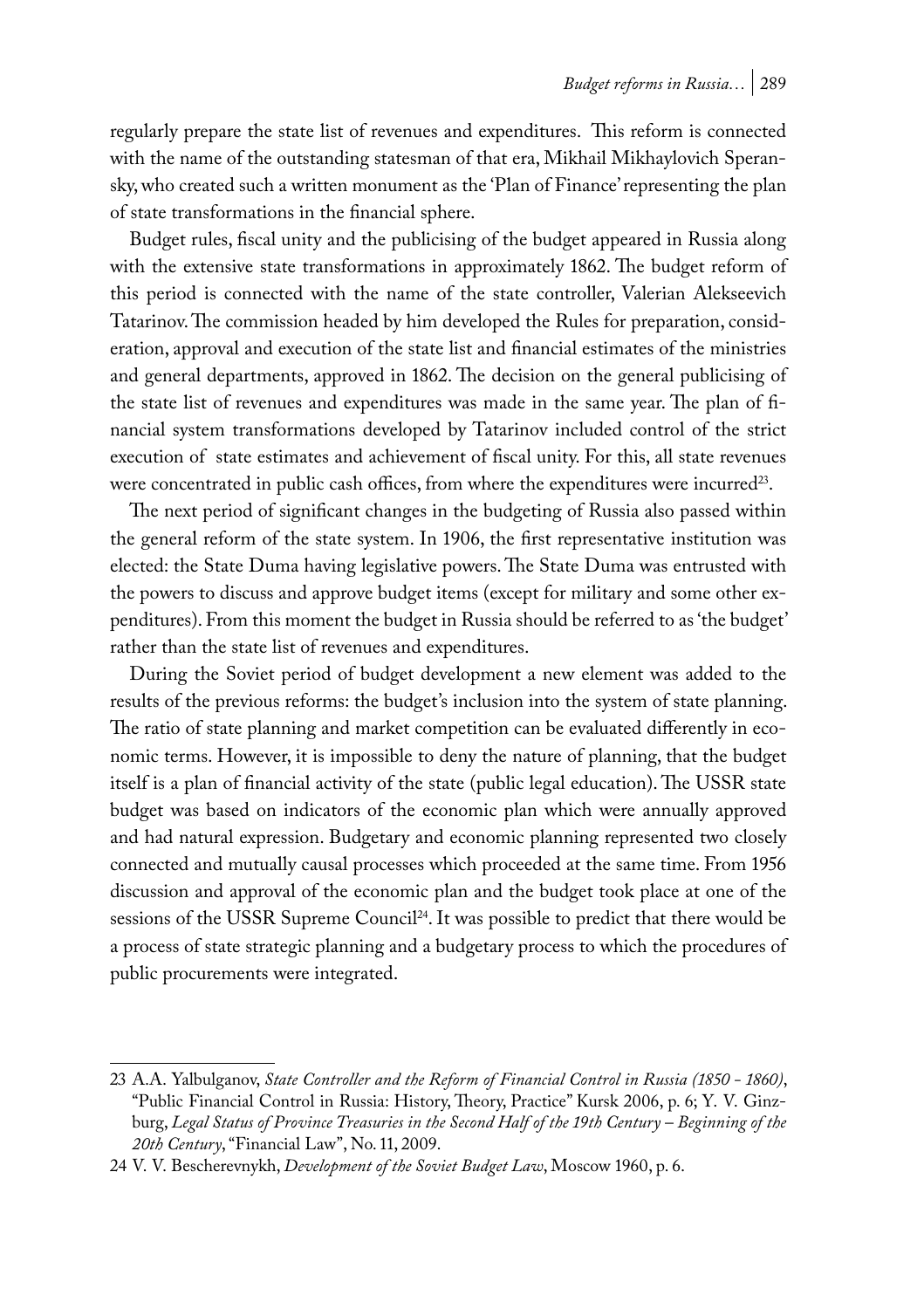regularly prepare the state list of revenues and expenditures. This reform is connected with the name of the outstanding statesman of that era, Mikhail Mikhaylovich Speransky, who created such a written monument as the 'Plan of Finance' representing the plan of state transformations in the financial sphere.

Budget rules, fiscal unity and the publicising of the budget appeared in Russia along with the extensive state transformations in approximately 1862. The budget reform of this period is connected with the name of the state controller, Valerian Alekseevich Tatarinov. The commission headed by him developed the Rules for preparation, consideration, approval and execution of the state list and financial estimates of the ministries and general departments, approved in 1862. The decision on the general publicising of the state list of revenues and expenditures was made in the same year. The plan of financial system transformations developed by Tatarinov included control of the strict execution of state estimates and achievement of fiscal unity. For this, all state revenues were concentrated in public cash offices, from where the expenditures were incurred[23].

The next period of significant changes in the budgeting of Russia also passed within the general reform of the state system. In 1906, the first representative institution was elected: the State Duma having legislative powers. The State Duma was entrusted with the powers to discuss and approve budget items (except for military and some other expenditures). From this moment the budget in Russia should be referred to as 'the budget' rather than the state list of revenues and expenditures.

During the Soviet period of budget development a new element was added to the results of the previous reforms: the budget's inclusion into the system of state planning. The ratio of state planning and market competition can be evaluated differently in economic terms. However, it is impossible to deny the nature of planning, that the budget itself is a plan of financial activity of the state (public legal education). The USSR state budget was based on indicators of the economic plan which were annually approved and had natural expression. Budgetary and economic planning represented two closely connected and mutually causal processes which proceeded at the same time. From 1956 discussion and approval of the economic plan and the budget took place at one of the sessions of the USSR Supreme Council[24]. It was possible to predict that there would be a process of state strategic planning and a budgetary process to which the procedures of public procurements were integrated.

---

23 A.A. Yalbulganov, *State Controller and the Reform of Financial Control in Russia (1850 - 1860)*, "Public Financial Control in Russia: History, Theory, Practice" Kursk 2006, p. 6; Y. V. Ginzburg, *Legal Status of Province Treasuries in the Second Half of the 19th Century – Beginning of the 20th Century*, "Financial Law", No. 11, 2009.

24 V. V. Bescherevnykh, *Development of the Soviet Budget Law*, Moscow 1960, p. 6.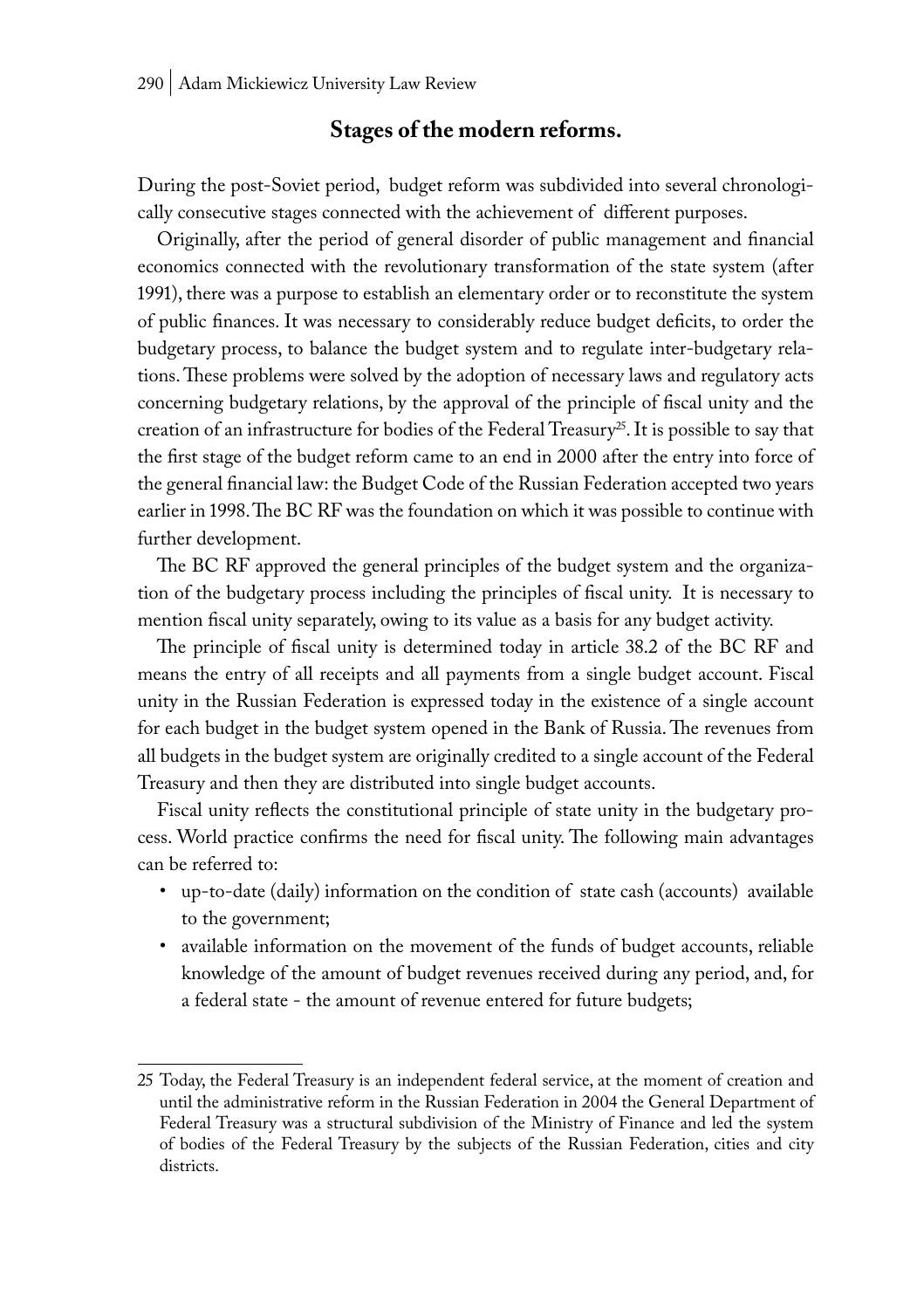## Stages of the modern reforms.

During the post-Soviet period, budget reform was subdivided into several chronologically consecutive stages connected with the achievement of different purposes.

Originally, after the period of general disorder of public management and financial economics connected with the revolutionary transformation of the state system (after 1991), there was a purpose to establish an elementary order or to reconstitute the system of public finances. It was necessary to considerably reduce budget deficits, to order the budgetary process, to balance the budget system and to regulate inter-budgetary relations. These problems were solved by the adoption of necessary laws and regulatory acts concerning budgetary relations, by the approval of the principle of fiscal unity and the creation of an infrastructure for bodies of the Federal Treasury[25]. It is possible to say that the first stage of the budget reform came to an end in 2000 after the entry into force of the general financial law: the Budget Code of the Russian Federation accepted two years earlier in 1998. The BC RF was the foundation on which it was possible to continue with further development.

The BC RF approved the general principles of the budget system and the organization of the budgetary process including the principles of fiscal unity. It is necessary to mention fiscal unity separately, owing to its value as a basis for any budget activity.

The principle of fiscal unity is determined today in article 38.2 of the BC RF and means the entry of all receipts and all payments from a single budget account. Fiscal unity in the Russian Federation is expressed today in the existence of a single account for each budget in the budget system opened in the Bank of Russia. The revenues from all budgets in the budget system are originally credited to a single account of the Federal Treasury and then they are distributed into single budget accounts.

Fiscal unity reflects the constitutional principle of state unity in the budgetary process. World practice confirms the need for fiscal unity. The following main advantages can be referred to:

- up-to-date (daily) information on the condition of state cash (accounts) available to the government;
- available information on the movement of the funds of budget accounts, reliable knowledge of the amount of budget revenues received during any period, and, for a federal state - the amount of revenue entered for future budgets;

---

25 Today, the Federal Treasury is an independent federal service, at the moment of creation and until the administrative reform in the Russian Federation in 2004 the General Department of Federal Treasury was a structural subdivision of the Ministry of Finance and led the system of bodies of the Federal Treasury by the subjects of the Russian Federation, cities and city districts.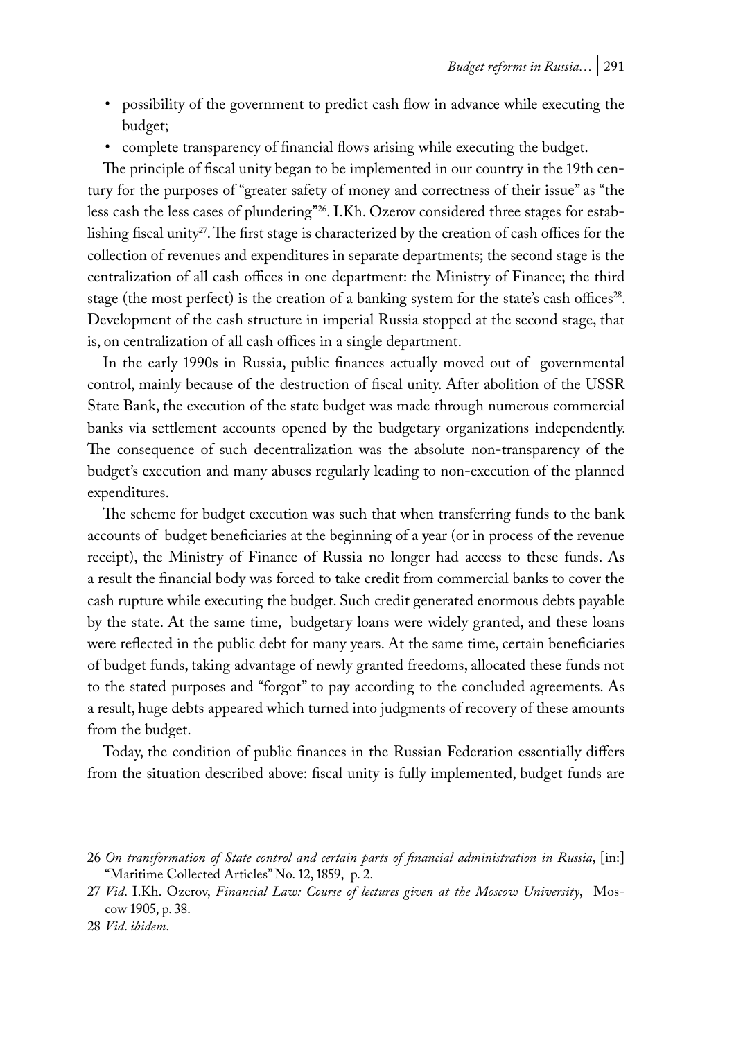- possibility of the government to predict cash flow in advance while executing the budget;
- complete transparency of financial flows arising while executing the budget.

The principle of fiscal unity began to be implemented in our country in the 19th century for the purposes of "greater safety of money and correctness of their issue" as "the less cash the less cases of plundering"[26]. I.Kh. Ozerov considered three stages for establishing fiscal unity[27]. The first stage is characterized by the creation of cash offices for the collection of revenues and expenditures in separate departments; the second stage is the centralization of all cash offices in one department: the Ministry of Finance; the third stage (the most perfect) is the creation of a banking system for the state's cash offices[28]. Development of the cash structure in imperial Russia stopped at the second stage, that is, on centralization of all cash offices in a single department.

In the early 1990s in Russia, public finances actually moved out of governmental control, mainly because of the destruction of fiscal unity. After abolition of the USSR State Bank, the execution of the state budget was made through numerous commercial banks via settlement accounts opened by the budgetary organizations independently. The consequence of such decentralization was the absolute non-transparency of the budget's execution and many abuses regularly leading to non-execution of the planned expenditures.

The scheme for budget execution was such that when transferring funds to the bank accounts of budget beneficiaries at the beginning of a year (or in process of the revenue receipt), the Ministry of Finance of Russia no longer had access to these funds. As a result the financial body was forced to take credit from commercial banks to cover the cash rupture while executing the budget. Such credit generated enormous debts payable by the state. At the same time, budgetary loans were widely granted, and these loans were reflected in the public debt for many years. At the same time, certain beneficiaries of budget funds, taking advantage of newly granted freedoms, allocated these funds not to the stated purposes and "forgot" to pay according to the concluded agreements. As a result, huge debts appeared which turned into judgments of recovery of these amounts from the budget.

Today, the condition of public finances in the Russian Federation essentially differs from the situation described above: fiscal unity is fully implemented, budget funds are

---

26 *On transformation of State control and certain parts of financial administration in Russia*, [in:] "Maritime Collected Articles" No. 12, 1859, p. 2.

27 *Vid*. I.Kh. Ozerov, *Financial Law: Course of lectures given at the Moscow University*, Moscow 1905, p. 38.

28 *Vid*. *ibidem*.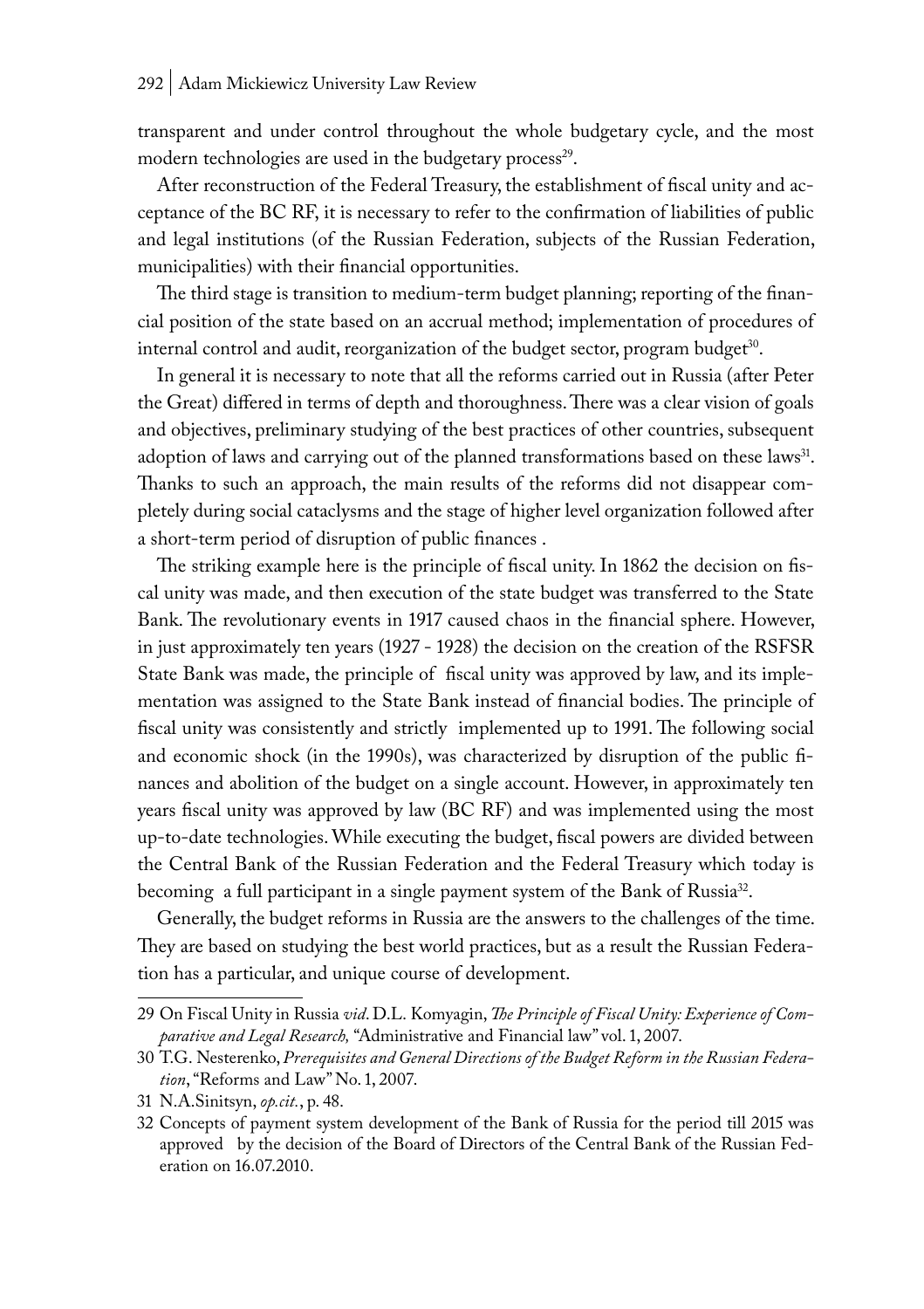transparent and under control throughout the whole budgetary cycle, and the most modern technologies are used in the budgetary process[29].

After reconstruction of the Federal Treasury, the establishment of fiscal unity and acceptance of the BC RF, it is necessary to refer to the confirmation of liabilities of public and legal institutions (of the Russian Federation, subjects of the Russian Federation, municipalities) with their financial opportunities.

The third stage is transition to medium-term budget planning; reporting of the financial position of the state based on an accrual method; implementation of procedures of internal control and audit, reorganization of the budget sector, program budget[30].

In general it is necessary to note that all the reforms carried out in Russia (after Peter the Great) differed in terms of depth and thoroughness. There was a clear vision of goals and objectives, preliminary studying of the best practices of other countries, subsequent adoption of laws and carrying out of the planned transformations based on these laws[31]. Thanks to such an approach, the main results of the reforms did not disappear completely during social cataclysms and the stage of higher level organization followed after a short-term period of disruption of public finances .

The striking example here is the principle of fiscal unity. In 1862 the decision on fiscal unity was made, and then execution of the state budget was transferred to the State Bank. The revolutionary events in 1917 caused chaos in the financial sphere. However, in just approximately ten years (1927 - 1928) the decision on the creation of the RSFSR State Bank was made, the principle of fiscal unity was approved by law, and its implementation was assigned to the State Bank instead of financial bodies. The principle of fiscal unity was consistently and strictly implemented up to 1991. The following social and economic shock (in the 1990s), was characterized by disruption of the public finances and abolition of the budget on a single account. However, in approximately ten years fiscal unity was approved by law (BC RF) and was implemented using the most up-to-date technologies. While executing the budget, fiscal powers are divided between the Central Bank of the Russian Federation and the Federal Treasury which today is becoming a full participant in a single payment system of the Bank of Russia[32].

Generally, the budget reforms in Russia are the answers to the challenges of the time. They are based on studying the best world practices, but as a result the Russian Federation has a particular, and unique course of development.

---

29 On Fiscal Unity in Russia *vid*. D.L. Komyagin, *The Principle of Fiscal Unity: Experience of Comparative and Legal Research,* "Administrative and Financial law" vol. 1, 2007.

30 T.G. Nesterenko, *Prerequisites and General Directions of the Budget Reform in the Russian Federation*, "Reforms and Law" No. 1, 2007.

31 N.A.Sinitsyn, *op.cit.*, p. 48.

32 Concepts of payment system development of the Bank of Russia for the period till 2015 was approved by the decision of the Board of Directors of the Central Bank of the Russian Federation on 16.07.2010.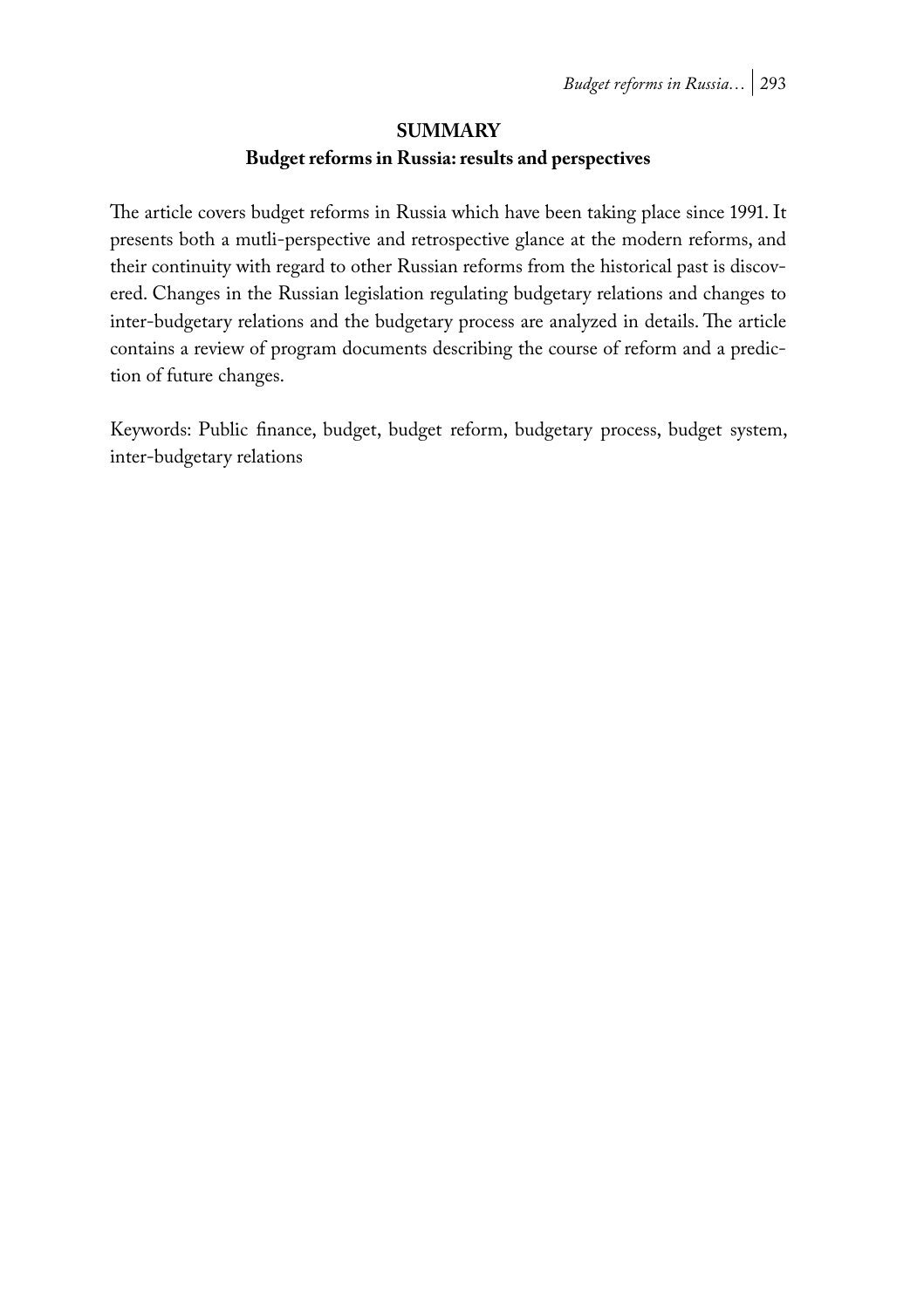## SUMMARY

### Budget reforms in Russia: results and perspectives

The article covers budget reforms in Russia which have been taking place since 1991. It presents both a mutli-perspective and retrospective glance at the modern reforms, and their continuity with regard to other Russian reforms from the historical past is discovered. Changes in the Russian legislation regulating budgetary relations and changes to inter-budgetary relations and the budgetary process are analyzed in details. The article contains a review of program documents describing the course of reform and a prediction of future changes.

Keywords: Public finance, budget, budget reform, budgetary process, budget system, inter-budgetary relations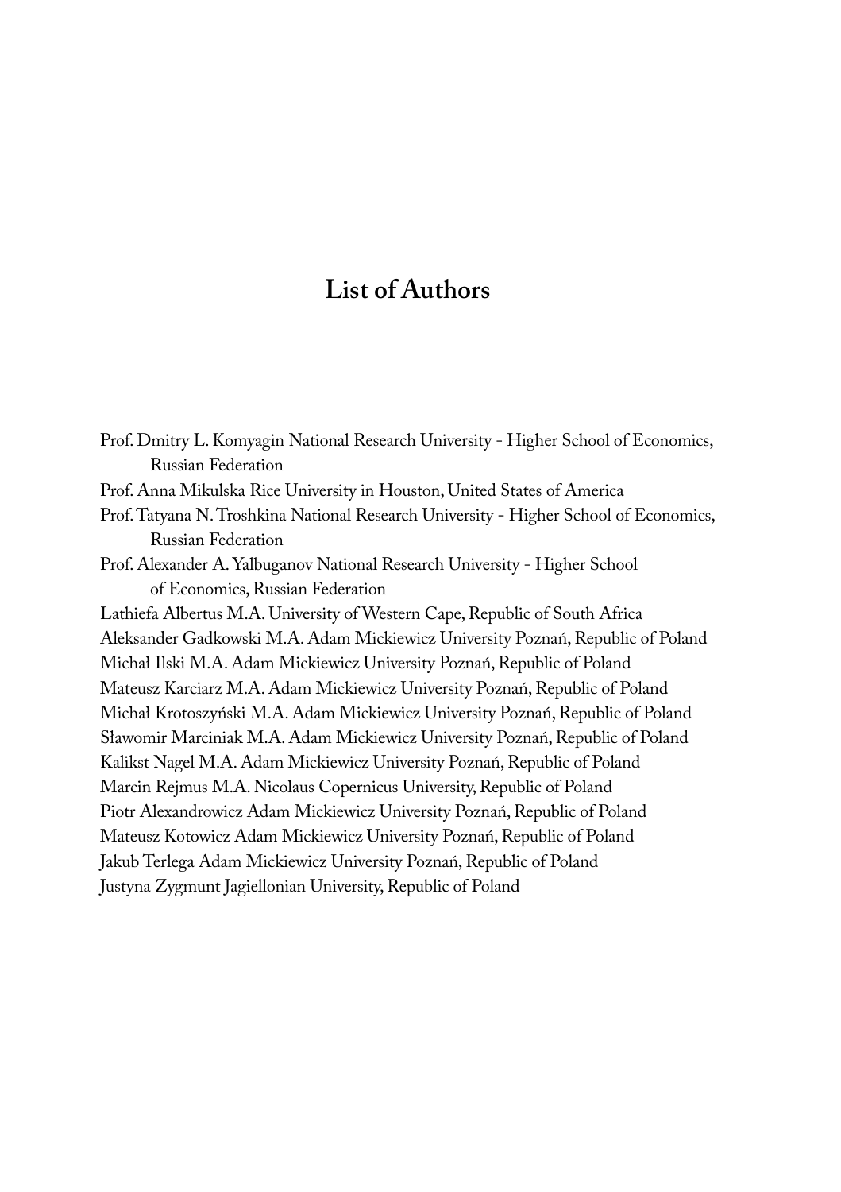# List of Authors

Prof. Dmitry L. Komyagin National Research University - Higher School of Economics, Russian Federation

Prof. Anna Mikulska Rice University in Houston, United States of America

Prof. Tatyana N. Troshkina National Research University - Higher School of Economics, Russian Federation

Prof. Alexander A. Yalbuganov National Research University - Higher School of Economics, Russian Federation

Lathiefa Albertus M.A. University of Western Cape, Republic of South Africa

Aleksander Gadkowski M.A. Adam Mickiewicz University Poznań, Republic of Poland

Michał Ilski M.A. Adam Mickiewicz University Poznań, Republic of Poland

Mateusz Karciarz M.A. Adam Mickiewicz University Poznań, Republic of Poland

Michał Krotoszyński M.A. Adam Mickiewicz University Poznań, Republic of Poland

Sławomir Marciniak M.A. Adam Mickiewicz University Poznań, Republic of Poland

Kalikst Nagel M.A. Adam Mickiewicz University Poznań, Republic of Poland

Marcin Rejmus M.A. Nicolaus Copernicus University, Republic of Poland

Piotr Alexandrowicz Adam Mickiewicz University Poznań, Republic of Poland

Mateusz Kotowicz Adam Mickiewicz University Poznań, Republic of Poland

Jakub Terlega Adam Mickiewicz University Poznań, Republic of Poland

Justyna Zygmunt Jagiellonian University, Republic of Poland